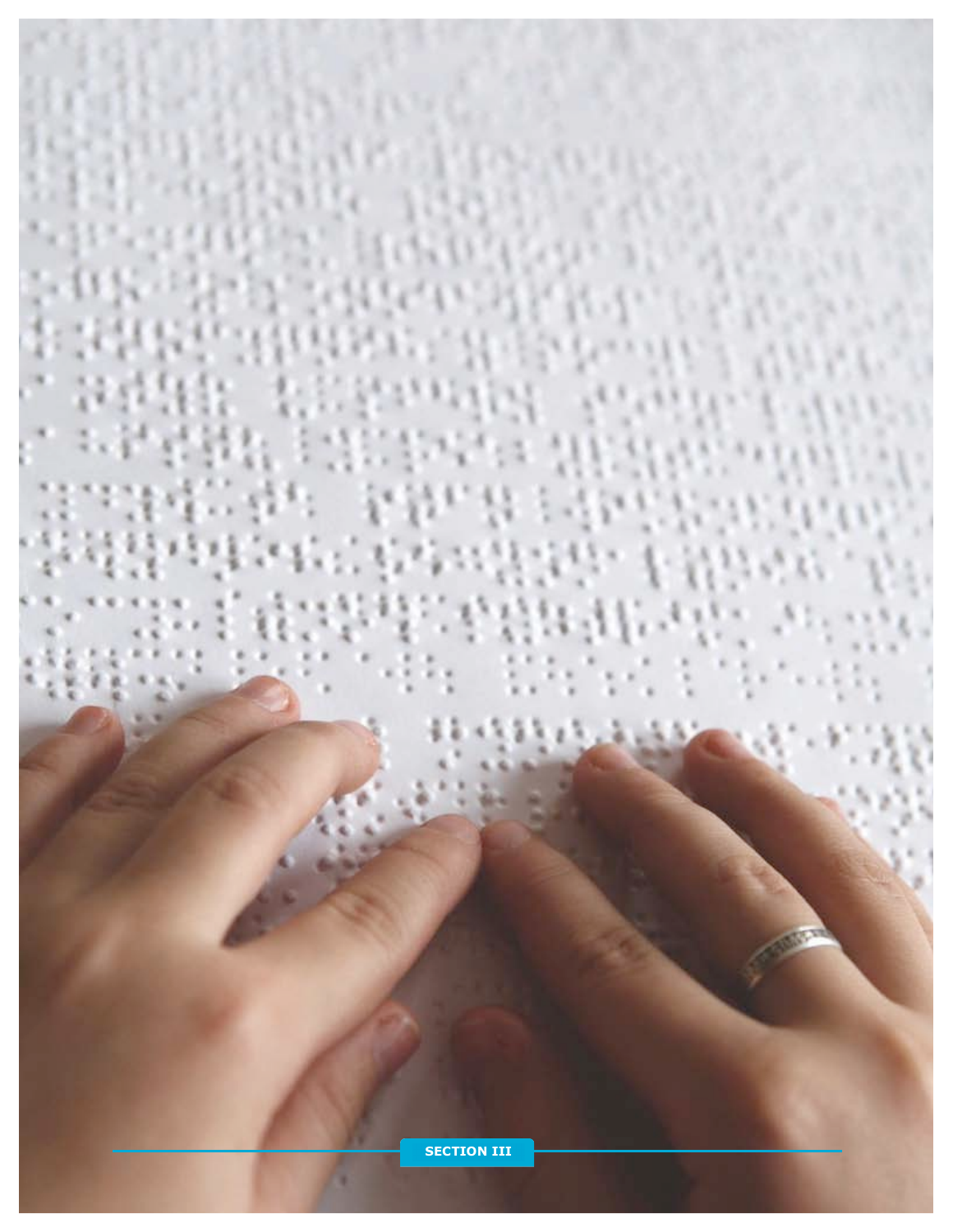SECTION III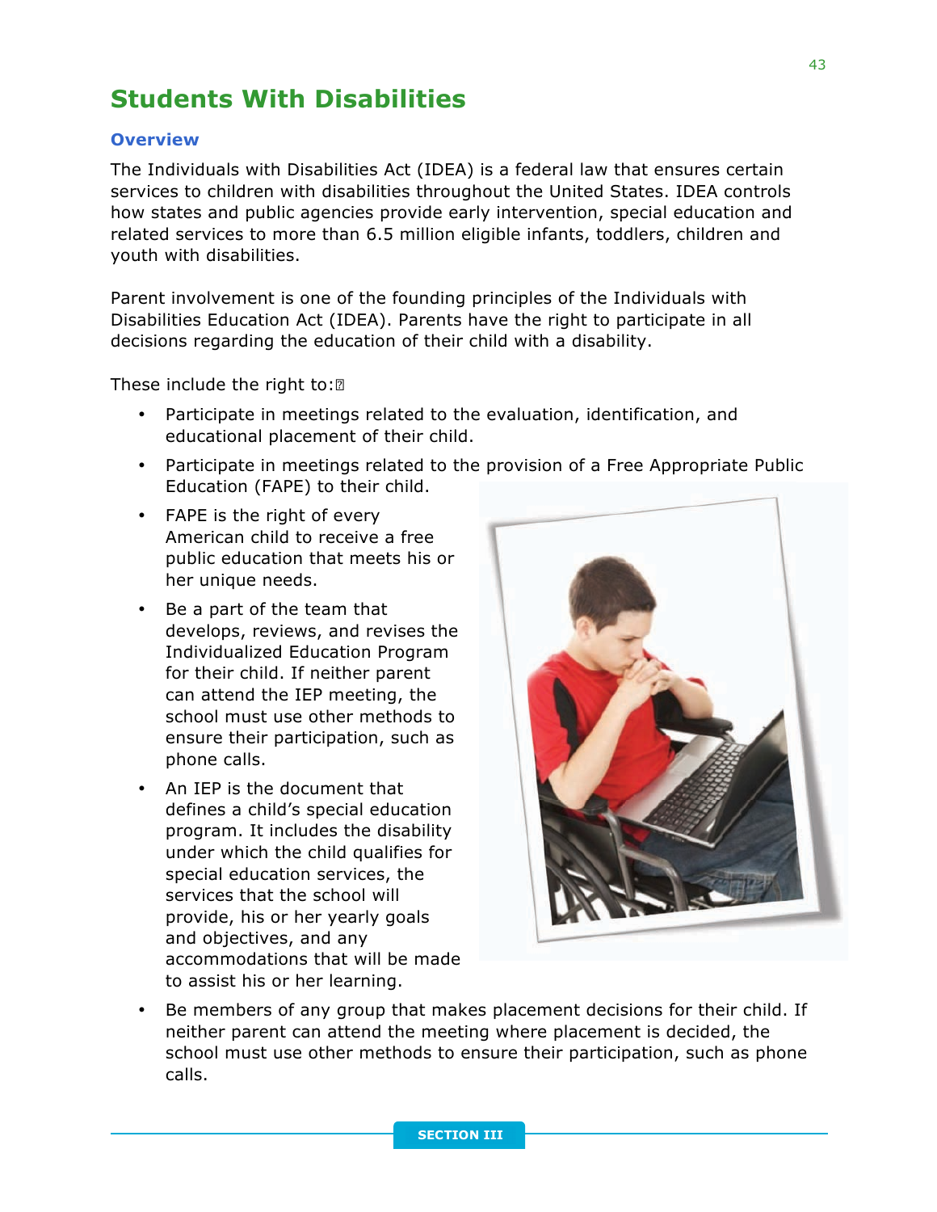# Students With Disabilities

## Overview

The Individuals with Disabilities Act (IDEA) is a federal law that ensures certain services to children with disabilities throughout the United States. IDEA controls how states and public agencies provide early intervention, special education and related services to more than 6.5 million eligible infants, toddlers, children and youth with disabilities.

Parent involvement is one of the founding principles of the Individuals with Disabilities Education Act (IDEA). Parents have the right to participate in all decisions regarding the education of their child with a disability.

These include the right to:

- Participate in meetings related to the evaluation, identification, and educational placement of their child.
- Participate in meetings related to the provision of a Free Appropriate Public Education (FAPE) to their child.
- FAPE is the right of every American child to receive a free public education that meets his or her unique needs.
- Be a part of the team that develops, reviews, and revises the Individualized Education Program for their child. If neither parent can attend the IEP meeting, the school must use other methods to ensure their participation, such as phone calls.
- An IEP is the document that defines a child's special education program. It includes the disability under which the child qualifies for special education services, the services that the school will provide, his or her yearly goals and objectives, and any accommodations that will be made to assist his or her learning.
- Be members of any group that makes placement decisions for their child. If neither parent can attend the meeting where placement is decided, the school must use other methods to ensure their participation, such as phone calls.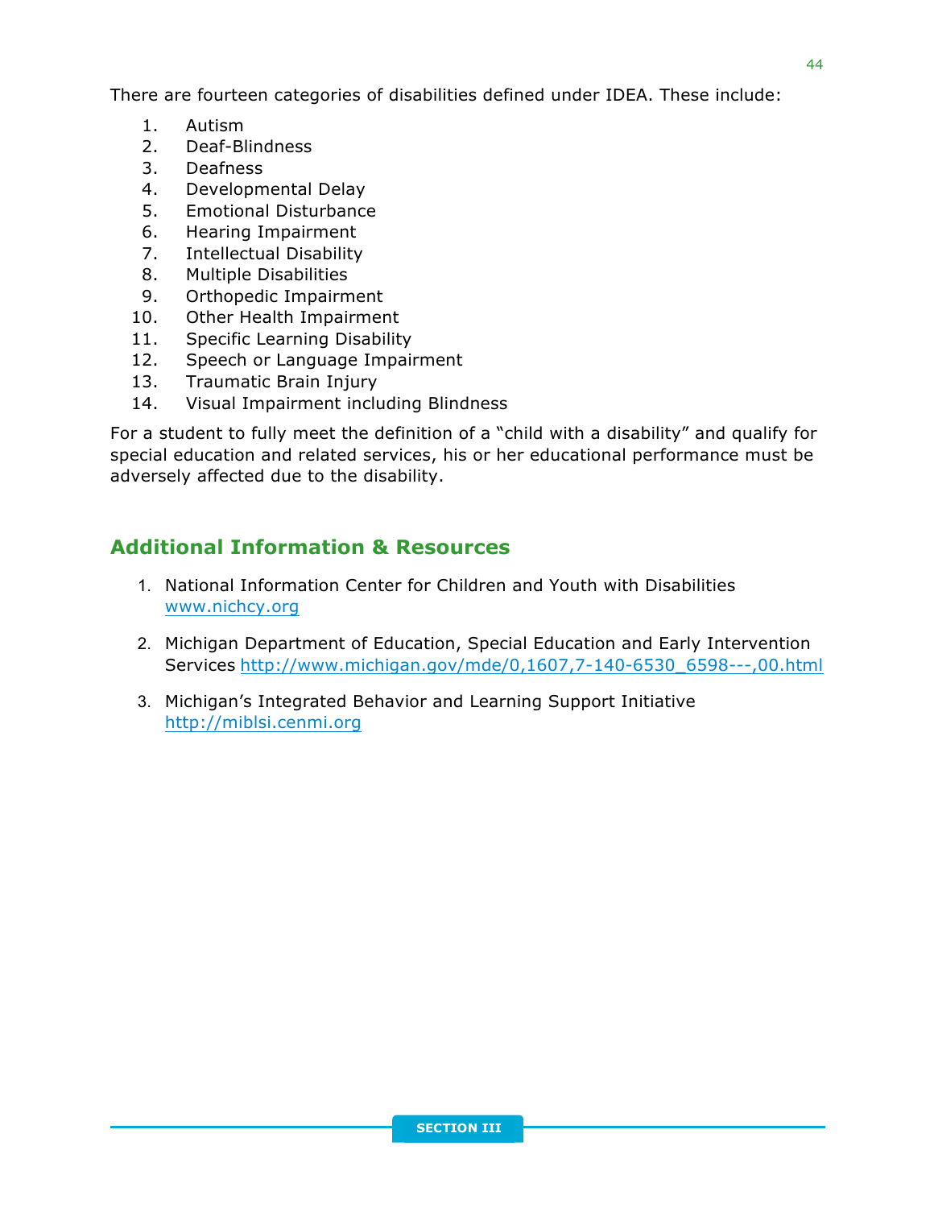There are fourteen categories of disabilities defined under IDEA. These include:

1. Autism
2. Deaf-Blindness
3. Deafness
4. Developmental Delay
5. Emotional Disturbance
6. Hearing Impairment
7. Intellectual Disability
8. Multiple Disabilities
9. Orthopedic Impairment
10. Other Health Impairment
11. Specific Learning Disability
12. Speech or Language Impairment
13. Traumatic Brain Injury
14. Visual Impairment including Blindness

For a student to fully meet the definition of a "child with a disability" and qualify for special education and related services, his or her educational performance must be adversely affected due to the disability.

## Additional Information & Resources

1. National Information Center for Children and Youth with Disabilities www.nichcy.org
2. Michigan Department of Education, Special Education and Early Intervention Services http://www.michigan.gov/mde/0,1607,7-140-6530_6598---,00.html
3. Michigan's Integrated Behavior and Learning Support Initiative http://miblsi.cenmi.org